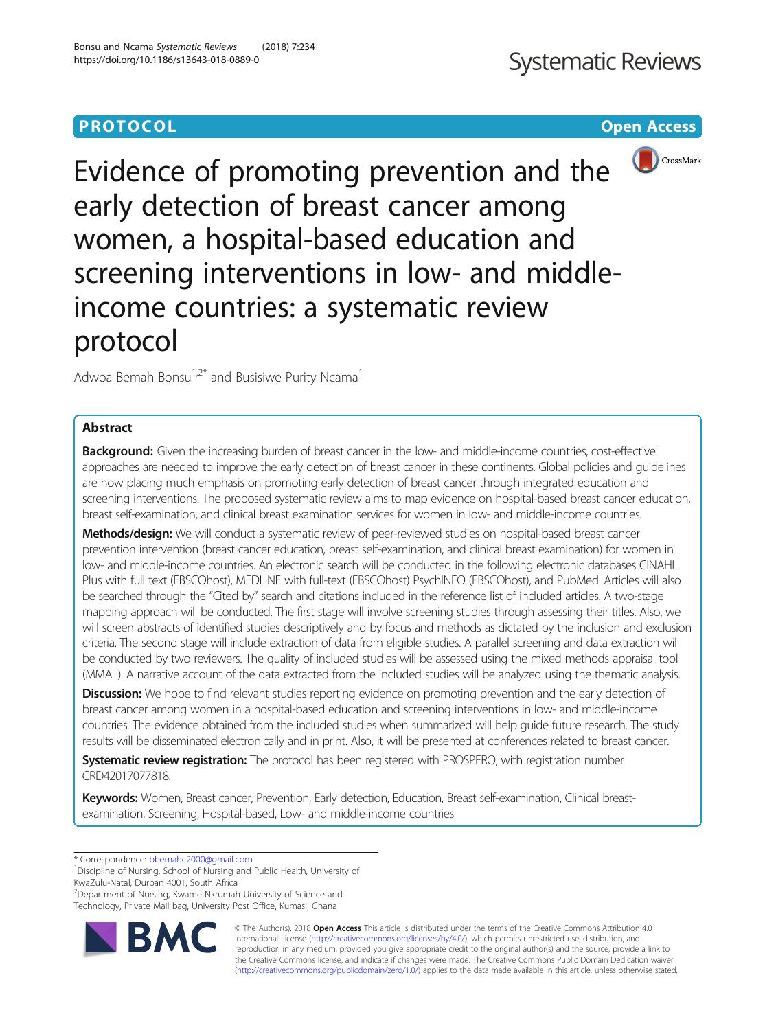PROTOCOL

Open Access

# Evidence of promoting prevention and the early detection of breast cancer among women, a hospital-based education and screening interventions in low- and middle-income countries: a systematic review protocol

Adwoa Bemah Bonsu[1,2*] and Busisiwe Purity Ncama[1]

## Abstract

**Background:** Given the increasing burden of breast cancer in the low- and middle-income countries, cost-effective approaches are needed to improve the early detection of breast cancer in these continents. Global policies and guidelines are now placing much emphasis on promoting early detection of breast cancer through integrated education and screening interventions. The proposed systematic review aims to map evidence on hospital-based breast cancer education, breast self-examination, and clinical breast examination services for women in low- and middle-income countries.

**Methods/design:** We will conduct a systematic review of peer-reviewed studies on hospital-based breast cancer prevention intervention (breast cancer education, breast self-examination, and clinical breast examination) for women in low- and middle-income countries. An electronic search will be conducted in the following electronic databases CINAHL Plus with full text (EBSCOhost), MEDLINE with full-text (EBSCOhost) PsychINFO (EBSCOhost), and PubMed. Articles will also be searched through the "Cited by" search and citations included in the reference list of included articles. A two-stage mapping approach will be conducted. The first stage will involve screening studies through assessing their titles. Also, we will screen abstracts of identified studies descriptively and by focus and methods as dictated by the inclusion and exclusion criteria. The second stage will include extraction of data from eligible studies. A parallel screening and data extraction will be conducted by two reviewers. The quality of included studies will be assessed using the mixed methods appraisal tool (MMAT). A narrative account of the data extracted from the included studies will be analyzed using the thematic analysis.

**Discussion:** We hope to find relevant studies reporting evidence on promoting prevention and the early detection of breast cancer among women in a hospital-based education and screening interventions in low- and middle-income countries. The evidence obtained from the included studies when summarized will help guide future research. The study results will be disseminated electronically and in print. Also, it will be presented at conferences related to breast cancer.

**Systematic review registration:** The protocol has been registered with PROSPERO, with registration number CRD42017077818.

**Keywords:** Women, Breast cancer, Prevention, Early detection, Education, Breast self-examination, Clinical breast-examination, Screening, Hospital-based, Low- and middle-income countries

\* Correspondence: bbemahc2000@gmail.com
[1]Discipline of Nursing, School of Nursing and Public Health, University of KwaZulu-Natal, Durban 4001, South Africa
[2]Department of Nursing, Kwame Nkrumah University of Science and Technology, Private Mail bag, University Post Office, Kumasi, Ghana

© The Author(s). 2018 **Open Access** This article is distributed under the terms of the Creative Commons Attribution 4.0 International License (http://creativecommons.org/licenses/by/4.0/), which permits unrestricted use, distribution, and reproduction in any medium, provided you give appropriate credit to the original author(s) and the source, provide a link to the Creative Commons license, and indicate if changes were made. The Creative Commons Public Domain Dedication waiver (http://creativecommons.org/publicdomain/zero/1.0/) applies to the data made available in this article, unless otherwise stated.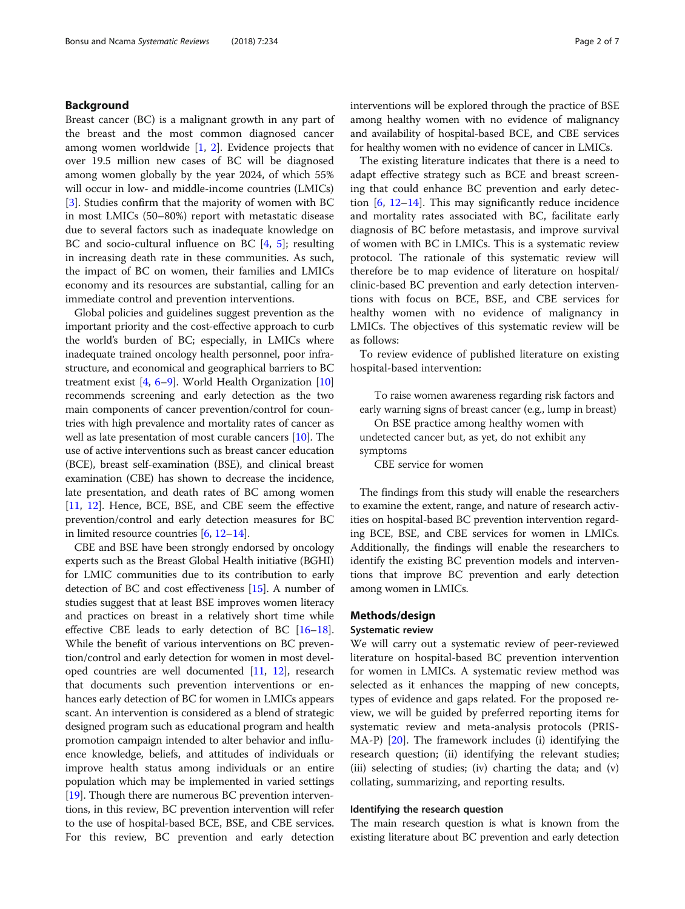## Background

Breast cancer (BC) is a malignant growth in any part of the breast and the most common diagnosed cancer among women worldwide [1, 2]. Evidence projects that over 19.5 million new cases of BC will be diagnosed among women globally by the year 2024, of which 55% will occur in low- and middle-income countries (LMICs) [3]. Studies confirm that the majority of women with BC in most LMICs (50–80%) report with metastatic disease due to several factors such as inadequate knowledge on BC and socio-cultural influence on BC [4, 5]; resulting in increasing death rate in these communities. As such, the impact of BC on women, their families and LMICs economy and its resources are substantial, calling for an immediate control and prevention interventions.

Global policies and guidelines suggest prevention as the important priority and the cost-effective approach to curb the world's burden of BC; especially, in LMICs where inadequate trained oncology health personnel, poor infrastructure, and economical and geographical barriers to BC treatment exist [4, 6–9]. World Health Organization [10] recommends screening and early detection as the two main components of cancer prevention/control for countries with high prevalence and mortality rates of cancer as well as late presentation of most curable cancers [10]. The use of active interventions such as breast cancer education (BCE), breast self-examination (BSE), and clinical breast examination (CBE) has shown to decrease the incidence, late presentation, and death rates of BC among women [11, 12]. Hence, BCE, BSE, and CBE seem the effective prevention/control and early detection measures for BC in limited resource countries [6, 12–14].

CBE and BSE have been strongly endorsed by oncology experts such as the Breast Global Health initiative (BGHI) for LMIC communities due to its contribution to early detection of BC and cost effectiveness [15]. A number of studies suggest that at least BSE improves women literacy and practices on breast in a relatively short time while effective CBE leads to early detection of BC [16–18]. While the benefit of various interventions on BC prevention/control and early detection for women in most developed countries are well documented [11, 12], research that documents such prevention interventions or enhances early detection of BC for women in LMICs appears scant. An intervention is considered as a blend of strategic designed program such as educational program and health promotion campaign intended to alter behavior and influence knowledge, beliefs, and attitudes of individuals or improve health status among individuals or an entire population which may be implemented in varied settings [19]. Though there are numerous BC prevention interventions, in this review, BC prevention intervention will refer to the use of hospital-based BCE, BSE, and CBE services. For this review, BC prevention and early detection interventions will be explored through the practice of BSE among healthy women with no evidence of malignancy and availability of hospital-based BCE, and CBE services for healthy women with no evidence of cancer in LMICs.

The existing literature indicates that there is a need to adapt effective strategy such as BCE and breast screening that could enhance BC prevention and early detection [6, 12–14]. This may significantly reduce incidence and mortality rates associated with BC, facilitate early diagnosis of BC before metastasis, and improve survival of women with BC in LMICs. This is a systematic review protocol. The rationale of this systematic review will therefore be to map evidence of literature on hospital/clinic-based BC prevention and early detection interventions with focus on BCE, BSE, and CBE services for healthy women with no evidence of malignancy in LMICs. The objectives of this systematic review will be as follows:

To review evidence of published literature on existing hospital-based intervention:

> To raise women awareness regarding risk factors and early warning signs of breast cancer (e.g., lump in breast)
>
> On BSE practice among healthy women with undetected cancer but, as yet, do not exhibit any symptoms
>
> CBE service for women

The findings from this study will enable the researchers to examine the extent, range, and nature of research activities on hospital-based BC prevention intervention regarding BCE, BSE, and CBE services for women in LMICs. Additionally, the findings will enable the researchers to identify the existing BC prevention models and interventions that improve BC prevention and early detection among women in LMICs.

## Methods/design

### Systematic review

We will carry out a systematic review of peer-reviewed literature on hospital-based BC prevention intervention for women in LMICs. A systematic review method was selected as it enhances the mapping of new concepts, types of evidence and gaps related. For the proposed review, we will be guided by preferred reporting items for systematic review and meta-analysis protocols (PRISMA-P) [20]. The framework includes (i) identifying the research question; (ii) identifying the relevant studies; (iii) selecting of studies; (iv) charting the data; and (v) collating, summarizing, and reporting results.

### Identifying the research question

The main research question is what is known from the existing literature about BC prevention and early detection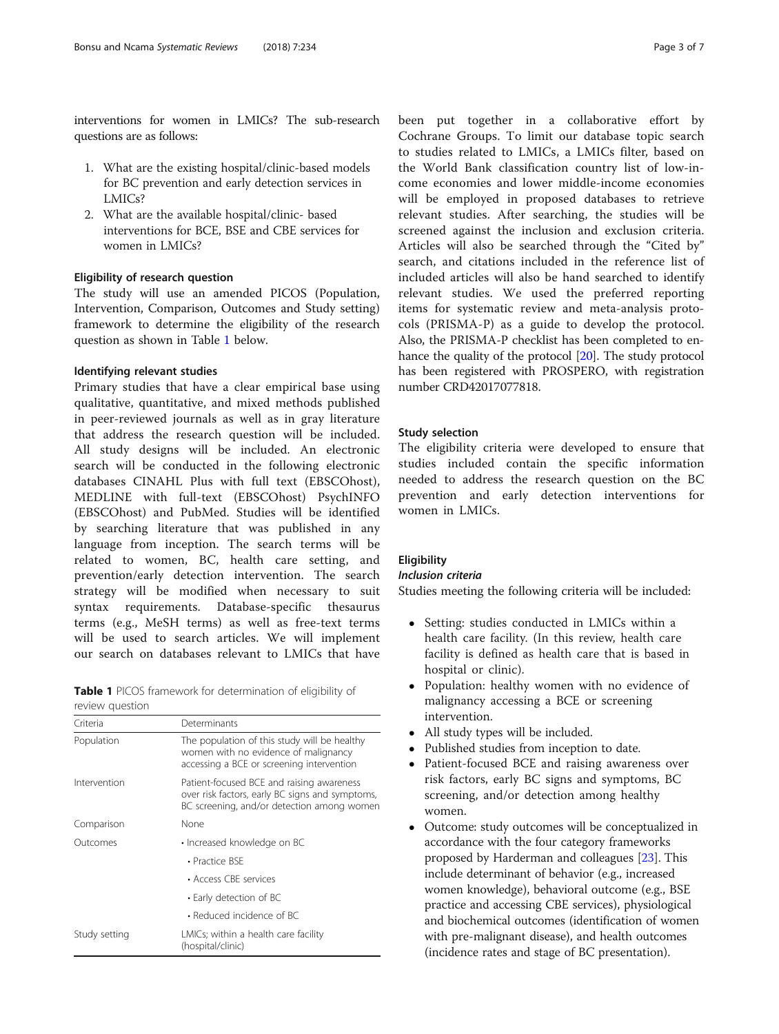interventions for women in LMICs? The sub-research questions are as follows:

1. What are the existing hospital/clinic-based models for BC prevention and early detection services in LMICs?
2. What are the available hospital/clinic- based interventions for BCE, BSE and CBE services for women in LMICs?

### Eligibility of research question

The study will use an amended PICOS (Population, Intervention, Comparison, Outcomes and Study setting) framework to determine the eligibility of the research question as shown in Table 1 below.

### Identifying relevant studies

Primary studies that have a clear empirical base using qualitative, quantitative, and mixed methods published in peer-reviewed journals as well as in gray literature that address the research question will be included. All study designs will be included. An electronic search will be conducted in the following electronic databases CINAHL Plus with full text (EBSCOhost), MEDLINE with full-text (EBSCOhost) PsychINFO (EBSCOhost) and PubMed. Studies will be identified by searching literature that was published in any language from inception. The search terms will be related to women, BC, health care setting, and prevention/early detection intervention. The search strategy will be modified when necessary to suit syntax requirements. Database-specific thesaurus terms (e.g., MeSH terms) as well as free-text terms will be used to search articles. We will implement our search on databases relevant to LMICs that have been put together in a collaborative effort by Cochrane Groups. To limit our database topic search to studies related to LMICs, a LMICs filter, based on the World Bank classification country list of low-income economies and lower middle-income economies will be employed in proposed databases to retrieve relevant studies. After searching, the studies will be screened against the inclusion and exclusion criteria. Articles will also be searched through the "Cited by" search, and citations included in the reference list of included articles will also be hand searched to identify relevant studies. We used the preferred reporting items for systematic review and meta-analysis protocols (PRISMA-P) as a guide to develop the protocol. Also, the PRISMA-P checklist has been completed to enhance the quality of the protocol [20]. The study protocol has been registered with PROSPERO, with registration number CRD42017077818.

**Table 1** PICOS framework for determination of eligibility of review question

| Criteria | Determinants |
|---|---|
| Population | The population of this study will be healthy women with no evidence of malignancy accessing a BCE or screening intervention |
| Intervention | Patient-focused BCE and raising awareness over risk factors, early BC signs and symptoms, BC screening, and/or detection among women |
| Comparison | None |
| Outcomes | • Increased knowledge on BC |
| | • Practice BSE |
| | • Access CBE services |
| | • Early detection of BC |
| | • Reduced incidence of BC |
| Study setting | LMICs; within a health care facility (hospital/clinic) |

### Study selection

The eligibility criteria were developed to ensure that studies included contain the specific information needed to address the research question on the BC prevention and early detection interventions for women in LMICs.

### Eligibility

#### *Inclusion criteria*

Studies meeting the following criteria will be included:

- Setting: studies conducted in LMICs within a health care facility. (In this review, health care facility is defined as health care that is based in hospital or clinic).
- Population: healthy women with no evidence of malignancy accessing a BCE or screening intervention.
- All study types will be included.
- Published studies from inception to date.
- Patient-focused BCE and raising awareness over risk factors, early BC signs and symptoms, BC screening, and/or detection among healthy women.
- Outcome: study outcomes will be conceptualized in accordance with the four category frameworks proposed by Harderman and colleagues [23]. This include determinant of behavior (e.g., increased women knowledge), behavioral outcome (e.g., BSE practice and accessing CBE services), physiological and biochemical outcomes (identification of women with pre-malignant disease), and health outcomes (incidence rates and stage of BC presentation).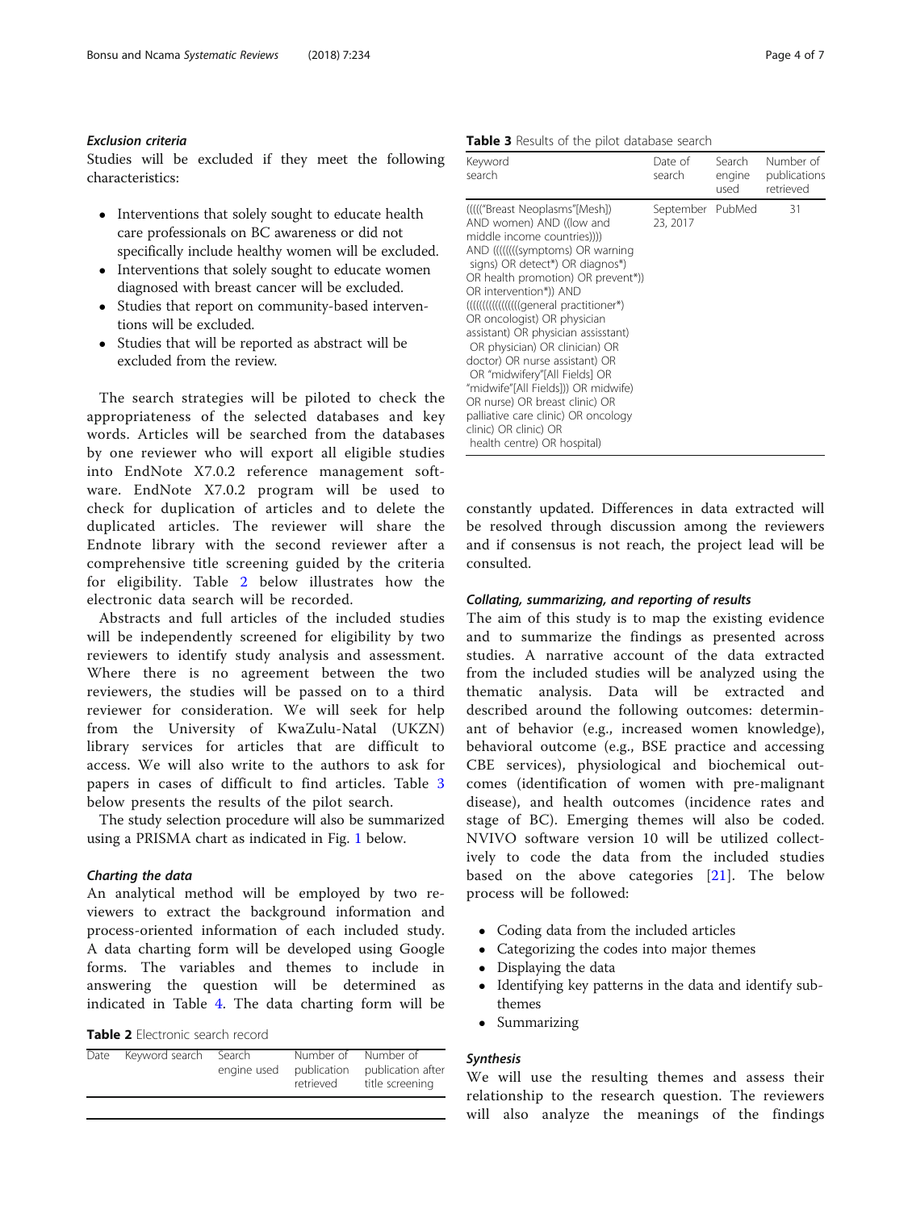#### *Exclusion criteria*

Studies will be excluded if they meet the following characteristics:

- Interventions that solely sought to educate health care professionals on BC awareness or did not specifically include healthy women will be excluded.
- Interventions that solely sought to educate women diagnosed with breast cancer will be excluded.
- Studies that report on community-based interventions will be excluded.
- Studies that will be reported as abstract will be excluded from the review.

The search strategies will be piloted to check the appropriateness of the selected databases and key words. Articles will be searched from the databases by one reviewer who will export all eligible studies into EndNote X7.0.2 reference management software. EndNote X7.0.2 program will be used to check for duplication of articles and to delete the duplicated articles. The reviewer will share the Endnote library with the second reviewer after a comprehensive title screening guided by the criteria for eligibility. Table 2 below illustrates how the electronic data search will be recorded.

Abstracts and full articles of the included studies will be independently screened for eligibility by two reviewers to identify study analysis and assessment. Where there is no agreement between the two reviewers, the studies will be passed on to a third reviewer for consideration. We will seek for help from the University of KwaZulu-Natal (UKZN) library services for articles that are difficult to access. We will also write to the authors to ask for papers in cases of difficult to find articles. Table 3 below presents the results of the pilot search.

The study selection procedure will also be summarized using a PRISMA chart as indicated in Fig. 1 below.

#### *Charting the data*

An analytical method will be employed by two reviewers to extract the background information and process-oriented information of each included study. A data charting form will be developed using Google forms. The variables and themes to include in answering the question will be determined as indicated in Table 4. The data charting form will be constantly updated. Differences in data extracted will be resolved through discussion among the reviewers and if consensus is not reach, the project lead will be consulted.

**Table 2** Electronic search record

| Date | Keyword search | Search engine used | Number of publication retrieved | Number of publication after title screening |
|---|---|---|---|---|
| | | | | |

**Table 3** Results of the pilot database search

| Keyword search | Date of search | Search engine used | Number of publications retrieved |
|---|---|---|---|
| ((((("Breast Neoplasms"[Mesh]) AND women) AND ((low and middle income countries)))) AND ((((((((symptoms) OR warning signs) OR detect*) OR diagnos*) OR health promotion) OR prevent*)) OR intervention*)) AND ((((((((((((((((general practitioner*) OR oncologist) OR physician assistant) OR physician assisstant) OR physician) OR clinician) OR doctor) OR nurse assistant) OR OR "midwifery"[All Fields] OR "midwife"[All Fields])) OR midwife) OR nurse) OR breast clinic) OR palliative care clinic) OR oncology clinic) OR clinic) OR health centre) OR hospital) | September 23, 2017 | PubMed | 31 |

#### *Collating, summarizing, and reporting of results*

The aim of this study is to map the existing evidence and to summarize the findings as presented across studies. A narrative account of the data extracted from the included studies will be analyzed using the thematic analysis. Data will be extracted and described around the following outcomes: determinant of behavior (e.g., increased women knowledge), behavioral outcome (e.g., BSE practice and accessing CBE services), physiological and biochemical outcomes (identification of women with pre-malignant disease), and health outcomes (incidence rates and stage of BC). Emerging themes will also be coded. NVIVO software version 10 will be utilized collectively to code the data from the included studies based on the above categories [21]. The below process will be followed:

- Coding data from the included articles
- Categorizing the codes into major themes
- Displaying the data
- Identifying key patterns in the data and identify sub-themes
- Summarizing

#### *Synthesis*

We will use the resulting themes and assess their relationship to the research question. The reviewers will also analyze the meanings of the findings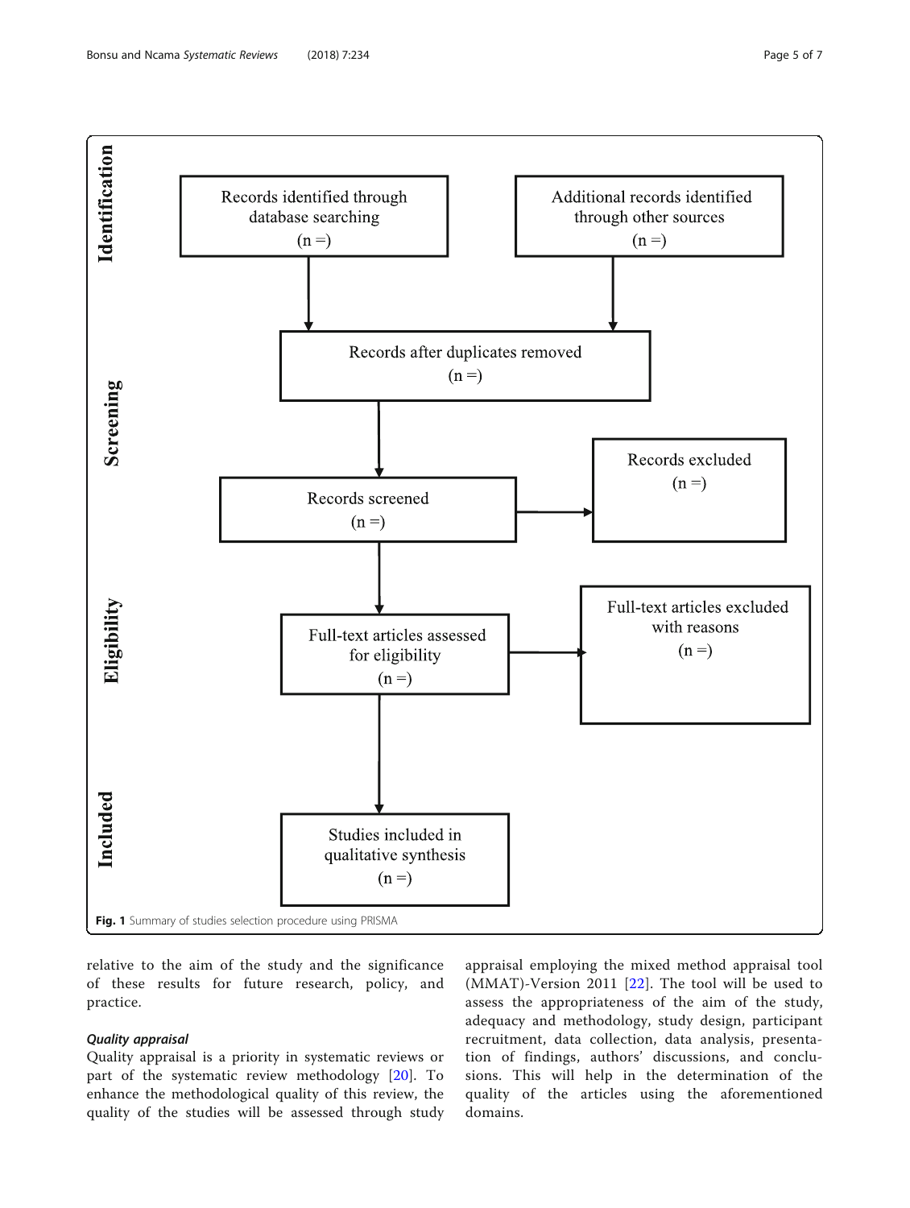Identification

Records identified through database searching (n =)

Additional records identified through other sources (n =)

Screening

Records after duplicates removed (n =)

Records screened (n =)

Records excluded (n =)

Eligibility

Full-text articles assessed for eligibility (n =)

Full-text articles excluded with reasons (n =)

Included

Studies included in qualitative synthesis (n =)

**Fig. 1** Summary of studies selection procedure using PRISMA

relative to the aim of the study and the significance of these results for future research, policy, and practice.

#### *Quality appraisal*

Quality appraisal is a priority in systematic reviews or part of the systematic review methodology [20]. To enhance the methodological quality of this review, the quality of the studies will be assessed through study appraisal employing the mixed method appraisal tool (MMAT)-Version 2011 [22]. The tool will be used to assess the appropriateness of the aim of the study, adequacy and methodology, study design, participant recruitment, data collection, data analysis, presentation of findings, authors' discussions, and conclusions. This will help in the determination of the quality of the articles using the aforementioned domains.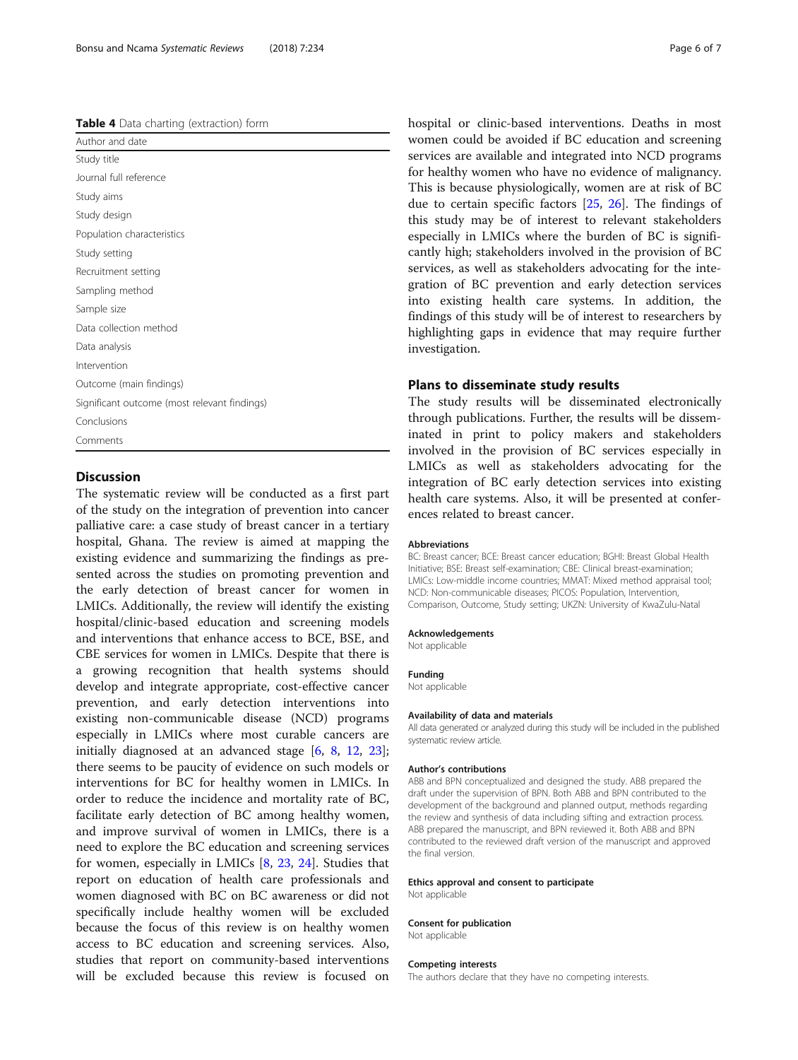**Table 4** Data charting (extraction) form

| Author and date |
| --- |
| Study title |
| Journal full reference |
| Study aims |
| Study design |
| Population characteristics |
| Study setting |
| Recruitment setting |
| Sampling method |
| Sample size |
| Data collection method |
| Data analysis |
| Intervention |
| Outcome (main findings) |
| Significant outcome (most relevant findings) |
| Conclusions |
| Comments |

## Discussion

The systematic review will be conducted as a first part of the study on the integration of prevention into cancer palliative care: a case study of breast cancer in a tertiary hospital, Ghana. The review is aimed at mapping the existing evidence and summarizing the findings as presented across the studies on promoting prevention and the early detection of breast cancer for women in LMICs. Additionally, the review will identify the existing hospital/clinic-based education and screening models and interventions that enhance access to BCE, BSE, and CBE services for women in LMICs. Despite that there is a growing recognition that health systems should develop and integrate appropriate, cost-effective cancer prevention, and early detection interventions into existing non-communicable disease (NCD) programs especially in LMICs where most curable cancers are initially diagnosed at an advanced stage [6, 8, 12, 23]; there seems to be paucity of evidence on such models or interventions for BC for healthy women in LMICs. In order to reduce the incidence and mortality rate of BC, facilitate early detection of BC among healthy women, and improve survival of women in LMICs, there is a need to explore the BC education and screening services for women, especially in LMICs [8, 23, 24]. Studies that report on education of health care professionals and women diagnosed with BC on BC awareness or did not specifically include healthy women will be excluded because the focus of this review is on healthy women access to BC education and screening services. Also, studies that report on community-based interventions will be excluded because this review is focused on hospital or clinic-based interventions. Deaths in most women could be avoided if BC education and screening services are available and integrated into NCD programs for healthy women who have no evidence of malignancy. This is because physiologically, women are at risk of BC due to certain specific factors [25, 26]. The findings of this study may be of interest to relevant stakeholders especially in LMICs where the burden of BC is significantly high; stakeholders involved in the provision of BC services, as well as stakeholders advocating for the integration of BC prevention and early detection services into existing health care systems. In addition, the findings of this study will be of interest to researchers by highlighting gaps in evidence that may require further investigation.

## Plans to disseminate study results

The study results will be disseminated electronically through publications. Further, the results will be disseminated in print to policy makers and stakeholders involved in the provision of BC services especially in LMICs as well as stakeholders advocating for the integration of BC early detection services into existing health care systems. Also, it will be presented at conferences related to breast cancer.

### Abbreviations

BC: Breast cancer; BCE: Breast cancer education; BGHI: Breast Global Health Initiative; BSE: Breast self-examination; CBE: Clinical breast-examination; LMICs: Low-middle income countries; MMAT: Mixed method appraisal tool; NCD: Non-communicable diseases; PICOS: Population, Intervention, Comparison, Outcome, Study setting; UKZN: University of KwaZulu-Natal

### Acknowledgements

Not applicable

### Funding

Not applicable

### Availability of data and materials

All data generated or analyzed during this study will be included in the published systematic review article.

### Author's contributions

ABB and BPN conceptualized and designed the study. ABB prepared the draft under the supervision of BPN. Both ABB and BPN contributed to the development of the background and planned output, methods regarding the review and synthesis of data including sifting and extraction process. ABB prepared the manuscript, and BPN reviewed it. Both ABB and BPN contributed to the reviewed draft version of the manuscript and approved the final version.

### Ethics approval and consent to participate

Not applicable

### Consent for publication

Not applicable

### Competing interests

The authors declare that they have no competing interests.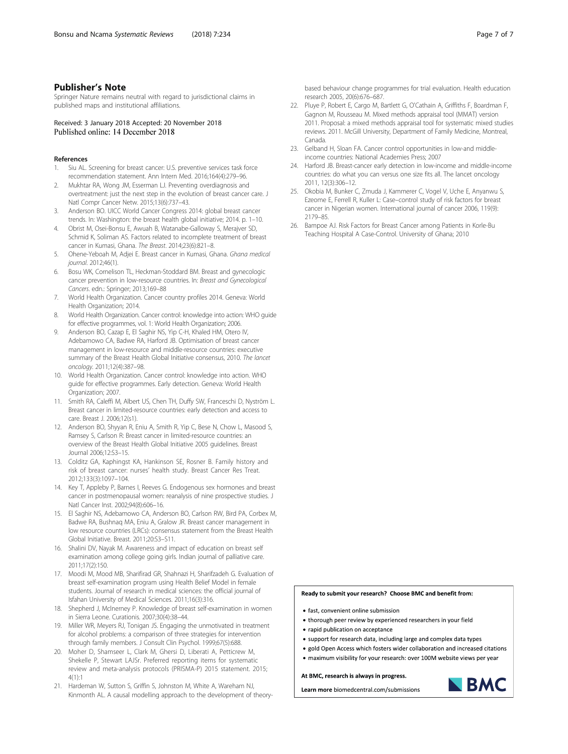## Publisher's Note

Springer Nature remains neutral with regard to jurisdictional claims in published maps and institutional affiliations.

Received: 3 January 2018 Accepted: 20 November 2018
Published online: 14 December 2018

### References

1. Siu AL. Screening for breast cancer: U.S. preventive services task force recommendation statement. Ann Intern Med. 2016;164(4):279–96.
2. Mukhtar RA, Wong JM, Esserman LJ. Preventing overdiagnosis and overtreatment: just the next step in the evolution of breast cancer care. J Natl Compr Cancer Netw. 2015;13(6):737–43.
3. Anderson BO. UICC World Cancer Congress 2014: global breast cancer trends. In: Washington: the breast health global initiative; 2014. p. 1–10.
4. Obrist M, Osei-Bonsu E, Awuah B, Watanabe-Galloway S, Merajver SD, Schmid K, Soliman AS. Factors related to incomplete treatment of breast cancer in Kumasi, Ghana. *The Breast*. 2014;23(6):821–8.
5. Ohene-Yeboah M, Adjei E. Breast cancer in Kumasi, Ghana. *Ghana medical journal*. 2012;46(1).
6. Bosu WK, Cornelison TL, Heckman-Stoddard BM. Breast and gynecologic cancer prevention in low-resource countries. In: *Breast and Gynecological Cancers*. edn.: Springer; 2013;169–88
7. World Health Organization. Cancer country profiles 2014. Geneva: World Health Organization; 2014.
8. World Health Organization. Cancer control: knowledge into action: WHO guide for effective programmes, vol. 1: World Health Organization; 2006.
9. Anderson BO, Cazap E, El Saghir NS, Yip C-H, Khaled HM, Otero IV, Adebamowo CA, Badwe RA, Harford JB. Optimisation of breast cancer management in low-resource and middle-resource countries: executive summary of the Breast Health Global Initiative consensus, 2010. *The lancet oncology*. 2011;12(4):387–98.
10. World Health Organization. Cancer control: knowledge into action. WHO guide for effective programmes. Early detection. Geneva: World Health Organization; 2007.
11. Smith RA, Caleffi M, Albert US, Chen TH, Duffy SW, Franceschi D, Nyström L. Breast cancer in limited-resource countries: early detection and access to care. Breast J. 2006;12(s1).
12. Anderson BO, Shyyan R, Eniu A, Smith R, Yip C, Bese N, Chow L, Masood S, Ramsey S, Carlson R: Breast cancer in limited-resource countries: an overview of the Breast Health Global Initiative 2005 guidelines. Breast Journal 2006;12:S3–15.
13. Colditz GA, Kaphingst KA, Hankinson SE, Rosner B. Family history and risk of breast cancer: nurses' health study. Breast Cancer Res Treat. 2012;133(3):1097–104.
14. Key T, Appleby P, Barnes I, Reeves G. Endogenous sex hormones and breast cancer in postmenopausal women: reanalysis of nine prospective studies. J Natl Cancer Inst. 2002;94(8):606–16.
15. El Saghir NS, Adebamowo CA, Anderson BO, Carlson RW, Bird PA, Corbex M, Badwe RA, Bushnaq MA, Eniu A, Gralow JR. Breast cancer management in low resource countries (LRCs): consensus statement from the Breast Health Global Initiative. Breast. 2011;20:S3–S11.
16. Shalini DV, Nayak M. Awareness and impact of education on breast self examination among college going girls. Indian journal of palliative care. 2011;17(2):150.
17. Moodi M, Mood MB, Sharifirad GR, Shahnazi H, Sharifzadeh G. Evaluation of breast self-examination program using Health Belief Model in female students. Journal of research in medical sciences: the official journal of Isfahan University of Medical Sciences. 2011;16(3):316.
18. Shepherd J, McInerney P. Knowledge of breast self-examination in women in Sierra Leone. Curationis. 2007;30(4):38–44.
19. Miller WR, Meyers RJ, Tonigan JS. Engaging the unmotivated in treatment for alcohol problems: a comparison of three strategies for intervention through family members. J Consult Clin Psychol. 1999;67(5):688.
20. Moher D, Shamseer L, Clark M, Ghersi D, Liberati A, Petticrew M, Shekelle P, Stewart LAJSr. Preferred reporting items for systematic review and meta-analysis protocols (PRISMA-P) 2015 statement. 2015; 4(1):1
21. Hardeman W, Sutton S, Griffin S, Johnston M, White A, Wareham NJ, Kinmonth AL. A causal modelling approach to the development of theory-based behaviour change programmes for trial evaluation. Health education research 2005, 20(6):676–687.
22. Pluye P, Robert E, Cargo M, Bartlett G, O'Cathain A, Griffiths F, Boardman F, Gagnon M, Rousseau M. Mixed methods appraisal tool (MMAT) version 2011. Proposal: a mixed methods appraisal tool for systematic mixed studies reviews. 2011. McGill University, Department of Family Medicine, Montreal, Canada.
23. Gelband H, Sloan FA. Cancer control opportunities in low-and middle-income countries: National Academies Press; 2007
24. Harford JB. Breast-cancer early detection in low-income and middle-income countries: do what you can versus one size fits all. The lancet oncology 2011, 12(3):306–12.
25. Okobia M, Bunker C, Zmuda J, Kammerer C, Vogel V, Uche E, Anyanwu S, Ezeome E, Ferrell R, Kuller L: Case–control study of risk factors for breast cancer in Nigerian women. International journal of cancer 2006, 119(9): 2179–85.
26. Bampoe AJ. Risk Factors for Breast Cancer among Patients in Korle-Bu Teaching Hospital A Case-Control. University of Ghana; 2010

**Ready to submit your research? Choose BMC and benefit from:**

- fast, convenient online submission
- thorough peer review by experienced researchers in your field
- rapid publication on acceptance
- support for research data, including large and complex data types
- gold Open Access which fosters wider collaboration and increased citations
- maximum visibility for your research: over 100M website views per year

**At BMC, research is always in progress.**

**Learn more** biomedcentral.com/submissions

BMC